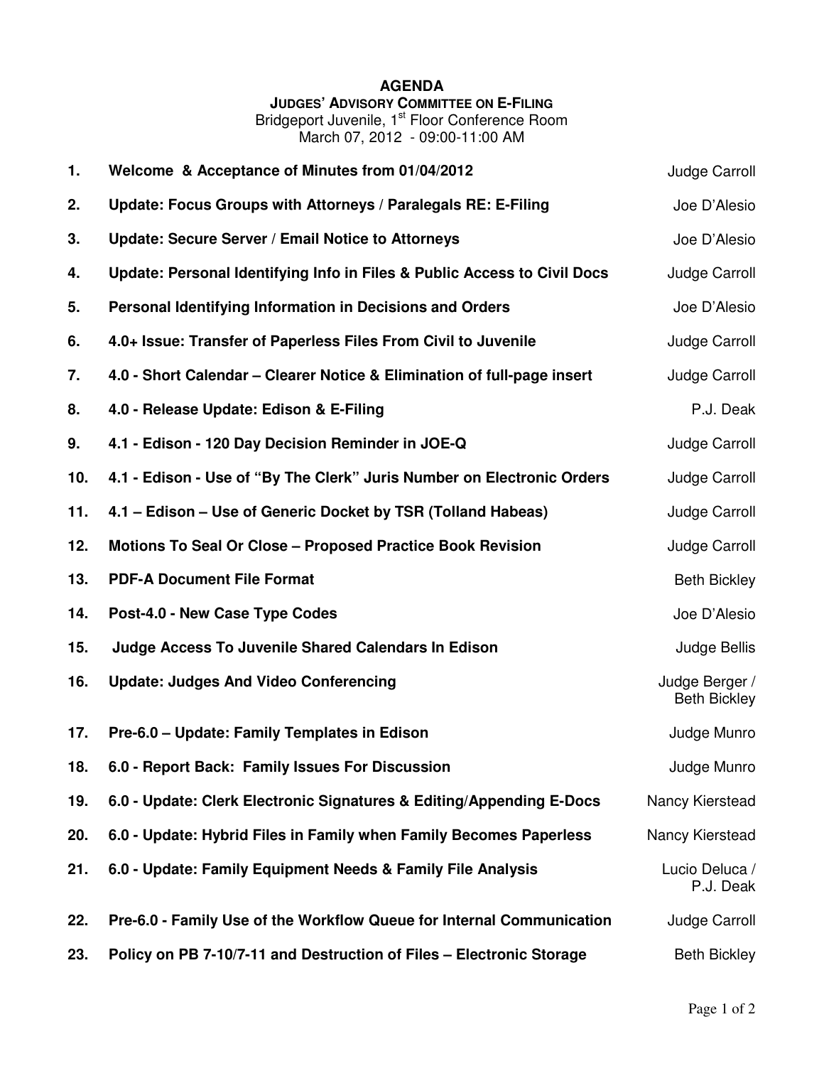# AGENDA

## JUDGES' ADVISORY COMMITTEE ON E-FILING

Bridgeport Juvenile, 1st Floor Conference Room
March 07, 2012 - 09:00-11:00 AM

| | | |
|---|---|---|
| **1.** | **Welcome & Acceptance of Minutes from 01/04/2012** | Judge Carroll |
| **2.** | **Update: Focus Groups with Attorneys / Paralegals RE: E-Filing** | Joe D'Alesio |
| **3.** | **Update: Secure Server / Email Notice to Attorneys** | Joe D'Alesio |
| **4.** | **Update: Personal Identifying Info in Files & Public Access to Civil Docs** | Judge Carroll |
| **5.** | **Personal Identifying Information in Decisions and Orders** | Joe D'Alesio |
| **6.** | **4.0+ Issue: Transfer of Paperless Files From Civil to Juvenile** | Judge Carroll |
| **7.** | **4.0 - Short Calendar – Clearer Notice & Elimination of full-page insert** | Judge Carroll |
| **8.** | **4.0 - Release Update: Edison & E-Filing** | P.J. Deak |
| **9.** | **4.1 - Edison - 120 Day Decision Reminder in JOE-Q** | Judge Carroll |
| **10.** | **4.1 - Edison - Use of "By The Clerk" Juris Number on Electronic Orders** | Judge Carroll |
| **11.** | **4.1 – Edison – Use of Generic Docket by TSR (Tolland Habeas)** | Judge Carroll |
| **12.** | **Motions To Seal Or Close – Proposed Practice Book Revision** | Judge Carroll |
| **13.** | **PDF-A Document File Format** | Beth Bickley |
| **14.** | **Post-4.0 - New Case Type Codes** | Joe D'Alesio |
| **15.** | **Judge Access To Juvenile Shared Calendars In Edison** | Judge Bellis |
| **16.** | **Update: Judges And Video Conferencing** | Judge Berger / Beth Bickley |
| **17.** | **Pre-6.0 – Update: Family Templates in Edison** | Judge Munro |
| **18.** | **6.0 - Report Back: Family Issues For Discussion** | Judge Munro |
| **19.** | **6.0 - Update: Clerk Electronic Signatures & Editing/Appending E-Docs** | Nancy Kierstead |
| **20.** | **6.0 - Update: Hybrid Files in Family when Family Becomes Paperless** | Nancy Kierstead |
| **21.** | **6.0 - Update: Family Equipment Needs & Family File Analysis** | Lucio Deluca / P.J. Deak |
| **22.** | **Pre-6.0 - Family Use of the Workflow Queue for Internal Communication** | Judge Carroll |
| **23.** | **Policy on PB 7-10/7-11 and Destruction of Files – Electronic Storage** | Beth Bickley |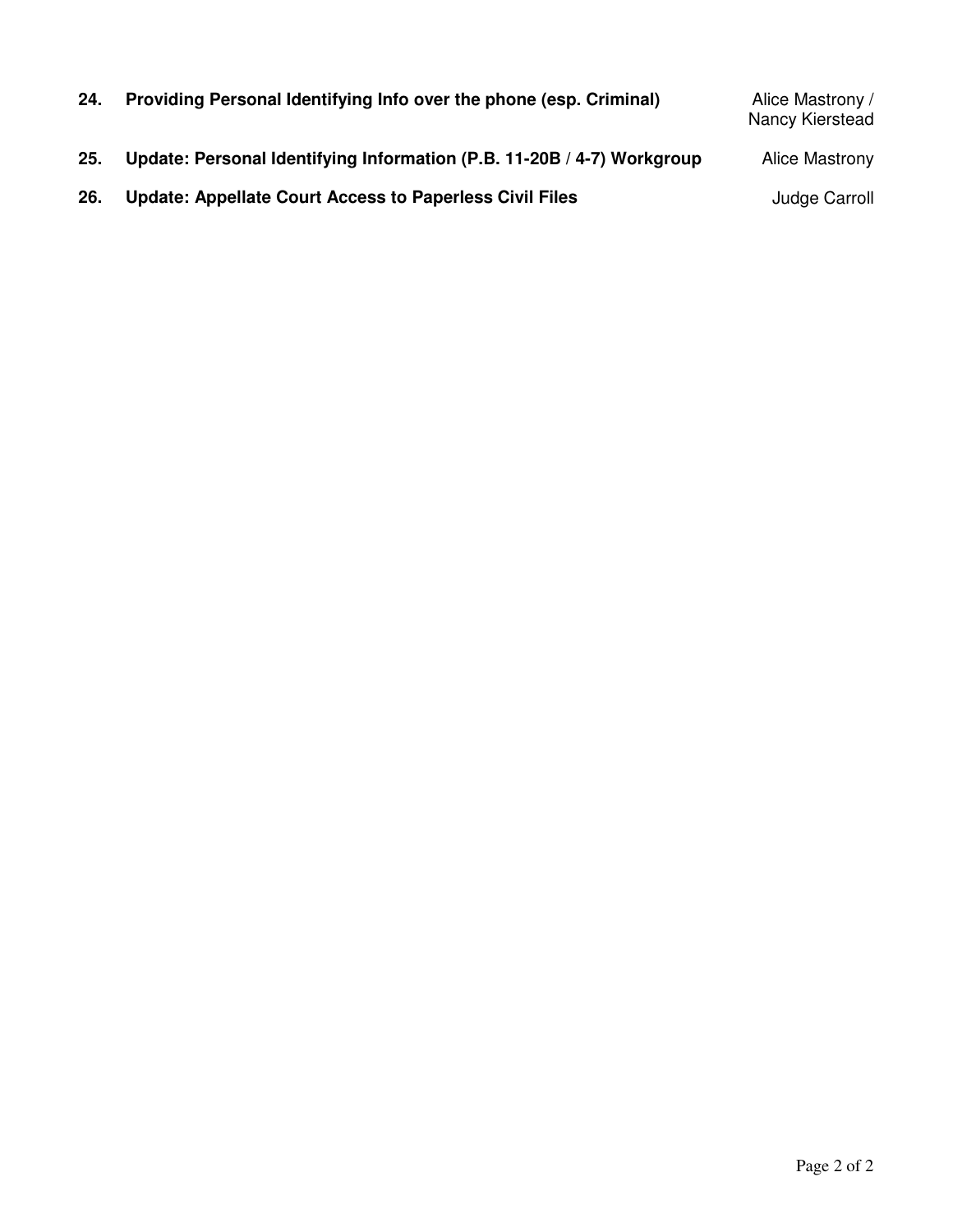| | | |
|---|---|---|
| **24.** | **Providing Personal Identifying Info over the phone (esp. Criminal)** | Alice Mastrony / Nancy Kierstead |
| **25.** | **Update: Personal Identifying Information (P.B. 11-20B / 4-7) Workgroup** | Alice Mastrony |
| **26.** | **Update: Appellate Court Access to Paperless Civil Files** | Judge Carroll |